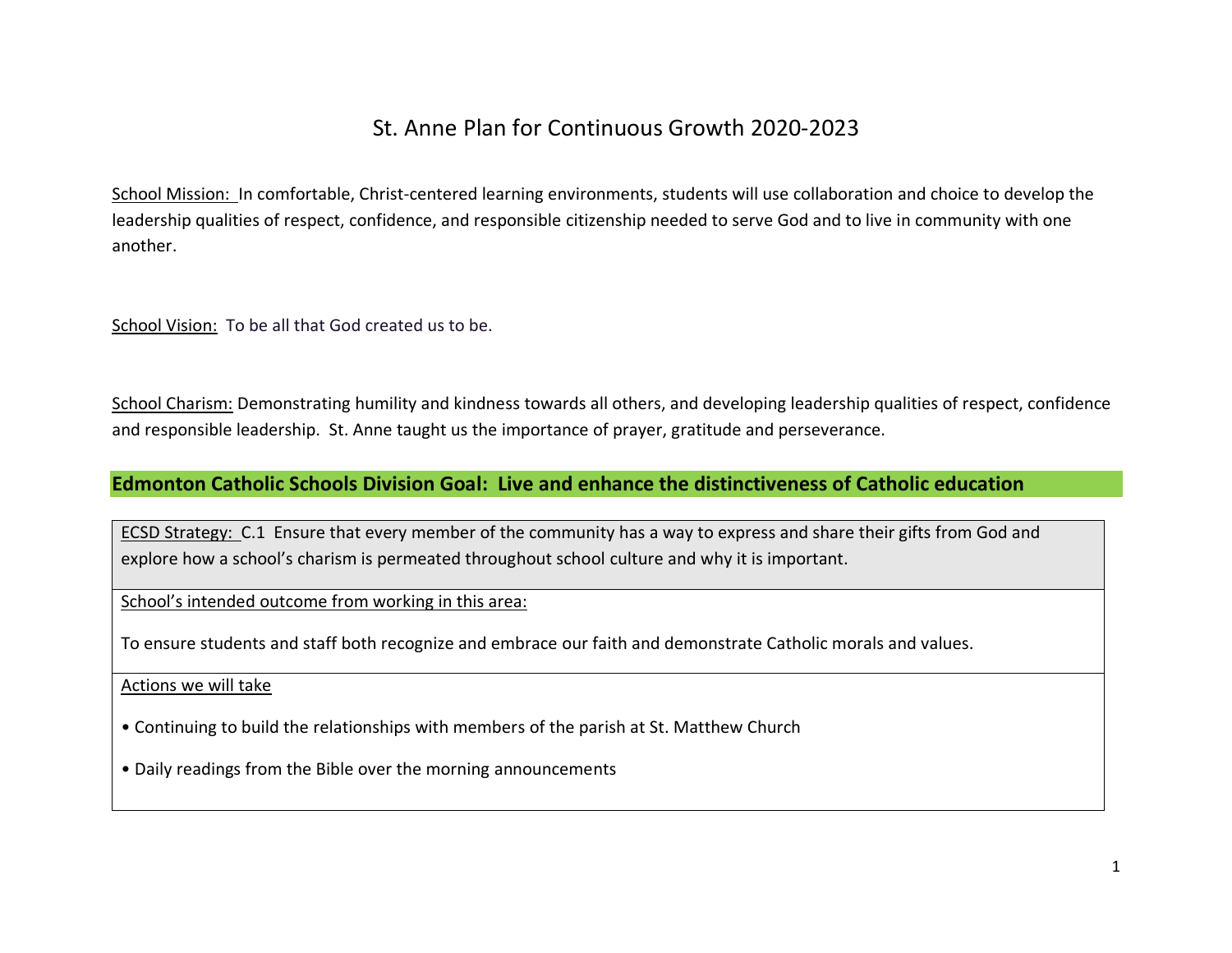# St. Anne Plan for Continuous Growth 2020-2023

School Mission: In comfortable, Christ-centered learning environments, students will use collaboration and choice to develop the leadership qualities of respect, confidence, and responsible citizenship needed to serve God and to live in community with one another.

School Vision: To be all that God created us to be.

School Charism: Demonstrating humility and kindness towards all others, and developing leadership qualities of respect, confidence and responsible leadership. St. Anne taught us the importance of prayer, gratitude and perseverance.

## Edmonton Catholic Schools Division Goal: Live and enhance the distinctiveness of Catholic education

| ECSD Strategy: C.1 Ensure that every member of the community has a way to express and share their gifts from God and explore how a school's charism is permeated throughout school culture and why it is important. |
|---|
| School's intended outcome from working in this area:<br><br>To ensure students and staff both recognize and embrace our faith and demonstrate Catholic morals and values. |
| Actions we will take<br><br>• Continuing to build the relationships with members of the parish at St. Matthew Church<br><br>• Daily readings from the Bible over the morning announcements |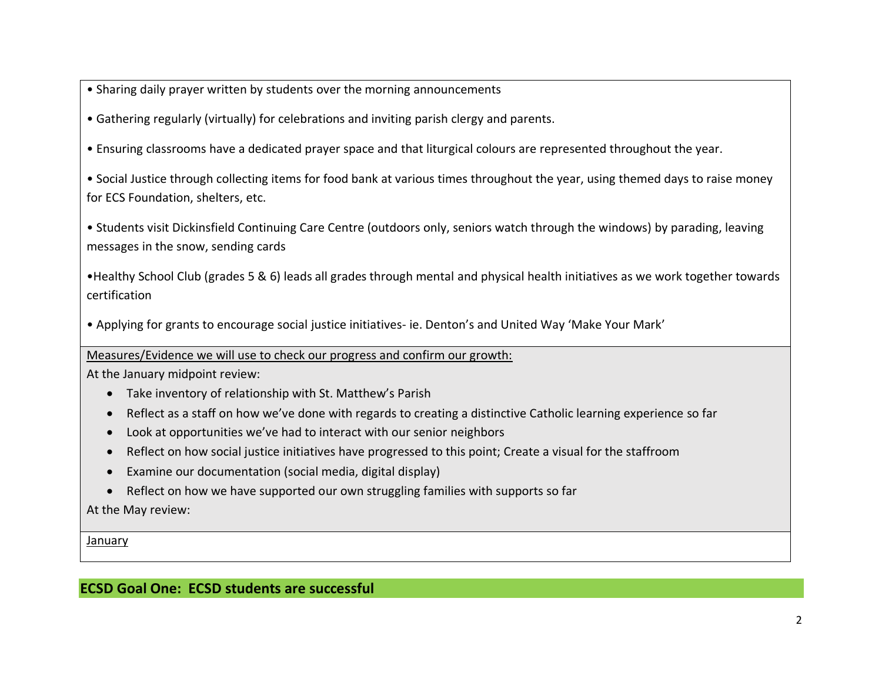- Sharing daily prayer written by students over the morning announcements
- Gathering regularly (virtually) for celebrations and inviting parish clergy and parents.
- Ensuring classrooms have a dedicated prayer space and that liturgical colours are represented throughout the year.
- Social Justice through collecting items for food bank at various times throughout the year, using themed days to raise money for ECS Foundation, shelters, etc.
- Students visit Dickinsfield Continuing Care Centre (outdoors only, seniors watch through the windows) by parading, leaving messages in the snow, sending cards
- Healthy School Club (grades 5 & 6) leads all grades through mental and physical health initiatives as we work together towards certification
- Applying for grants to encourage social justice initiatives- ie. Denton's and United Way 'Make Your Mark'

<u>Measures/Evidence we will use to check our progress and confirm our growth:</u>

At the January midpoint review:

- Take inventory of relationship with St. Matthew's Parish
- Reflect as a staff on how we've done with regards to creating a distinctive Catholic learning experience so far
- Look at opportunities we've had to interact with our senior neighbors
- Reflect on how social justice initiatives have progressed to this point; Create a visual for the staffroom
- Examine our documentation (social media, digital display)
- Reflect on how we have supported our own struggling families with supports so far

At the May review:

<u>January</u>

## ECSD Goal One: ECSD students are successful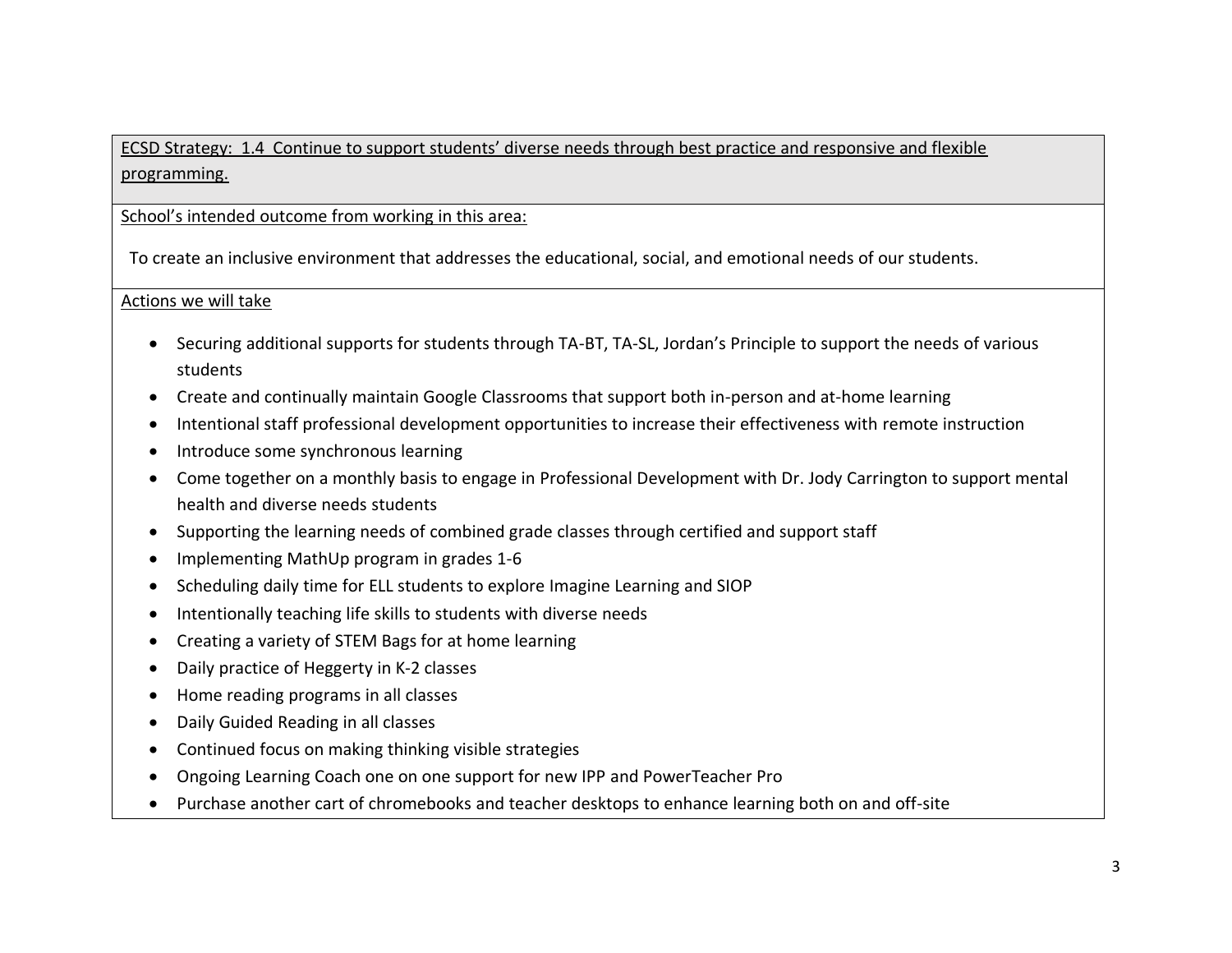ECSD Strategy: 1.4 Continue to support students' diverse needs through best practice and responsive and flexible programming.

School's intended outcome from working in this area:

To create an inclusive environment that addresses the educational, social, and emotional needs of our students.

Actions we will take

- Securing additional supports for students through TA-BT, TA-SL, Jordan's Principle to support the needs of various students
- Create and continually maintain Google Classrooms that support both in-person and at-home learning
- Intentional staff professional development opportunities to increase their effectiveness with remote instruction
- Introduce some synchronous learning
- Come together on a monthly basis to engage in Professional Development with Dr. Jody Carrington to support mental health and diverse needs students
- Supporting the learning needs of combined grade classes through certified and support staff
- Implementing MathUp program in grades 1-6
- Scheduling daily time for ELL students to explore Imagine Learning and SIOP
- Intentionally teaching life skills to students with diverse needs
- Creating a variety of STEM Bags for at home learning
- Daily practice of Heggerty in K-2 classes
- Home reading programs in all classes
- Daily Guided Reading in all classes
- Continued focus on making thinking visible strategies
- Ongoing Learning Coach one on one support for new IPP and PowerTeacher Pro
- Purchase another cart of chromebooks and teacher desktops to enhance learning both on and off-site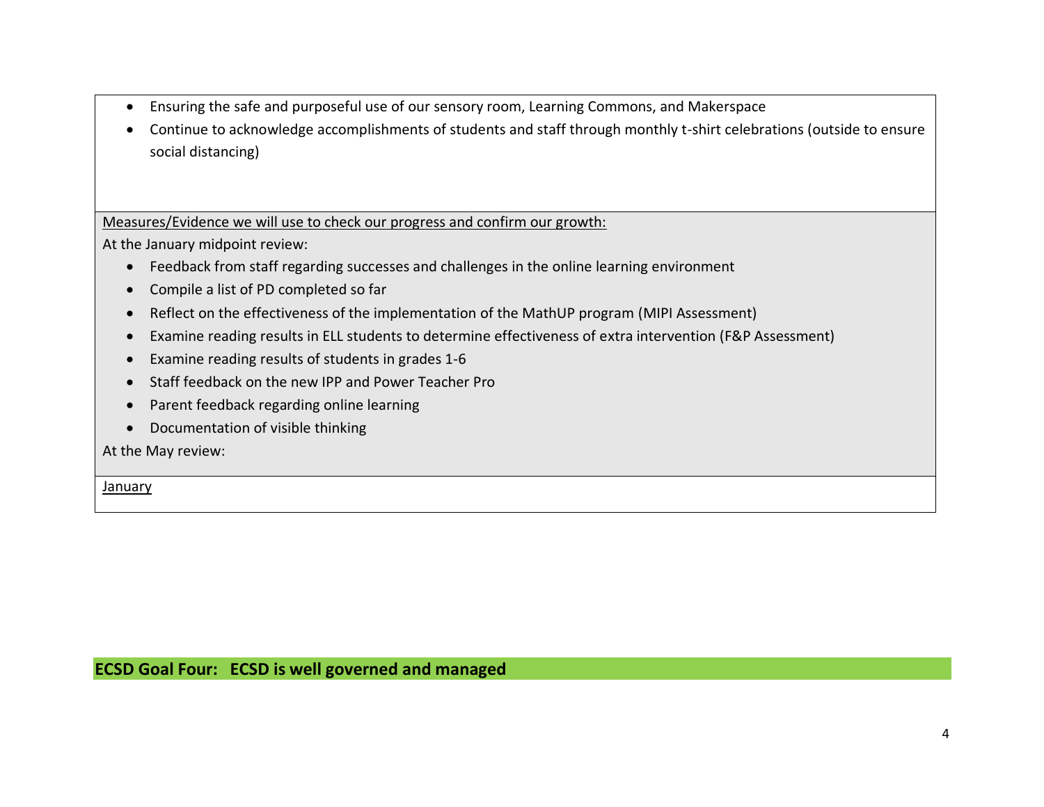- Ensuring the safe and purposeful use of our sensory room, Learning Commons, and Makerspace
- Continue to acknowledge accomplishments of students and staff through monthly t-shirt celebrations (outside to ensure social distancing)

<u>Measures/Evidence we will use to check our progress and confirm our growth:</u>

At the January midpoint review:

- Feedback from staff regarding successes and challenges in the online learning environment
- Compile a list of PD completed so far
- Reflect on the effectiveness of the implementation of the MathUP program (MIPI Assessment)
- Examine reading results in ELL students to determine effectiveness of extra intervention (F&P Assessment)
- Examine reading results of students in grades 1-6
- Staff feedback on the new IPP and Power Teacher Pro
- Parent feedback regarding online learning
- Documentation of visible thinking

At the May review:

<u>January</u>

## ECSD Goal Four: ECSD is well governed and managed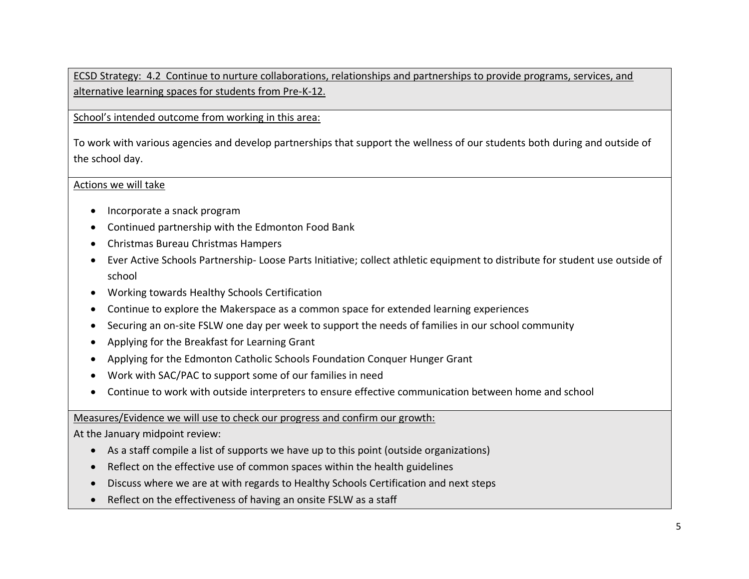ECSD Strategy: 4.2 Continue to nurture collaborations, relationships and partnerships to provide programs, services, and alternative learning spaces for students from Pre-K-12.

School's intended outcome from working in this area:

To work with various agencies and develop partnerships that support the wellness of our students both during and outside of the school day.

Actions we will take

- Incorporate a snack program
- Continued partnership with the Edmonton Food Bank
- Christmas Bureau Christmas Hampers
- Ever Active Schools Partnership- Loose Parts Initiative; collect athletic equipment to distribute for student use outside of school
- Working towards Healthy Schools Certification
- Continue to explore the Makerspace as a common space for extended learning experiences
- Securing an on-site FSLW one day per week to support the needs of families in our school community
- Applying for the Breakfast for Learning Grant
- Applying for the Edmonton Catholic Schools Foundation Conquer Hunger Grant
- Work with SAC/PAC to support some of our families in need
- Continue to work with outside interpreters to ensure effective communication between home and school

Measures/Evidence we will use to check our progress and confirm our growth:

At the January midpoint review:

- As a staff compile a list of supports we have up to this point (outside organizations)
- Reflect on the effective use of common spaces within the health guidelines
- Discuss where we are at with regards to Healthy Schools Certification and next steps
- Reflect on the effectiveness of having an onsite FSLW as a staff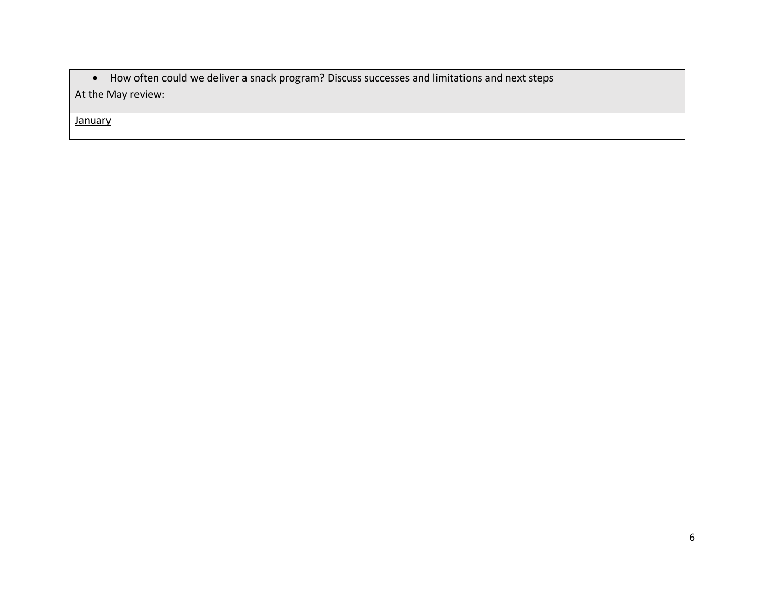| |
|---|
| • How often could we deliver a snack program? Discuss successes and limitations and next steps<br>At the May review: |
| <u>January</u> |